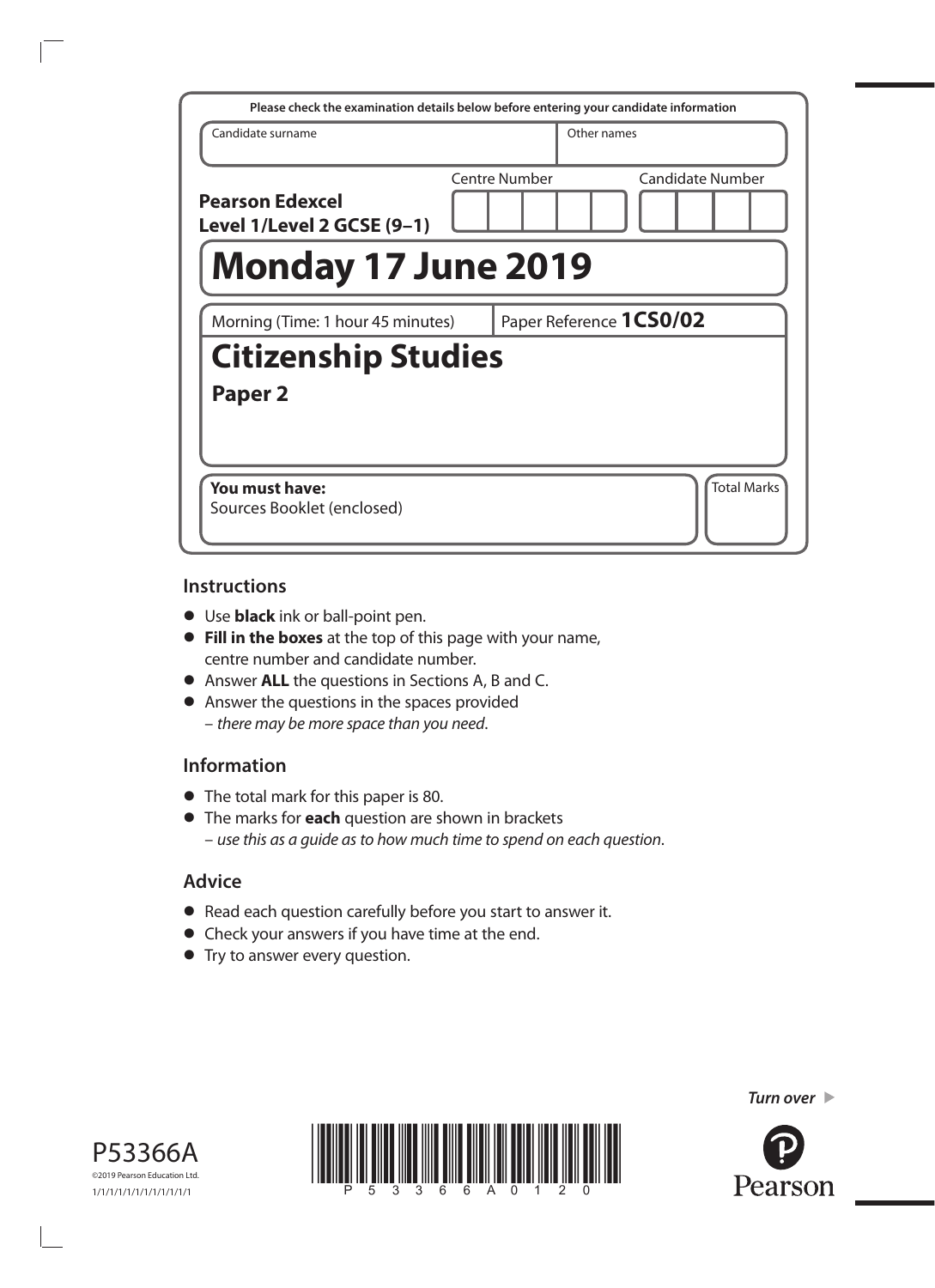Please check the examination details below before entering your candidate information

| Candidate surname | Other names |
| --- | --- |
| | |

**Pearson Edexcel Level 1/Level 2 GCSE (9–1)**

Centre Number | Candidate Number

# Monday 17 June 2019

Morning (Time: 1 hour 45 minutes) | Paper Reference **1CS0/02**

# Citizenship Studies

## Paper 2

**You must have:**
Sources Booklet (enclosed)

Total Marks

## Instructions

- Use **black** ink or ball-point pen.
- **Fill in the boxes** at the top of this page with your name, centre number and candidate number.
- Answer **ALL** the questions in Sections A, B and C.
- Answer the questions in the spaces provided – *there may be more space than you need*.

## Information

- The total mark for this paper is 80.
- The marks for **each** question are shown in brackets – *use this as a guide as to how much time to spend on each question*.

## Advice

- Read each question carefully before you start to answer it.
- Check your answers if you have time at the end.
- Try to answer every question.

P53366A
©2019 Pearson Education Ltd.
1/1/1/1/1/1/1/1/1/1/1/1

*Turn over*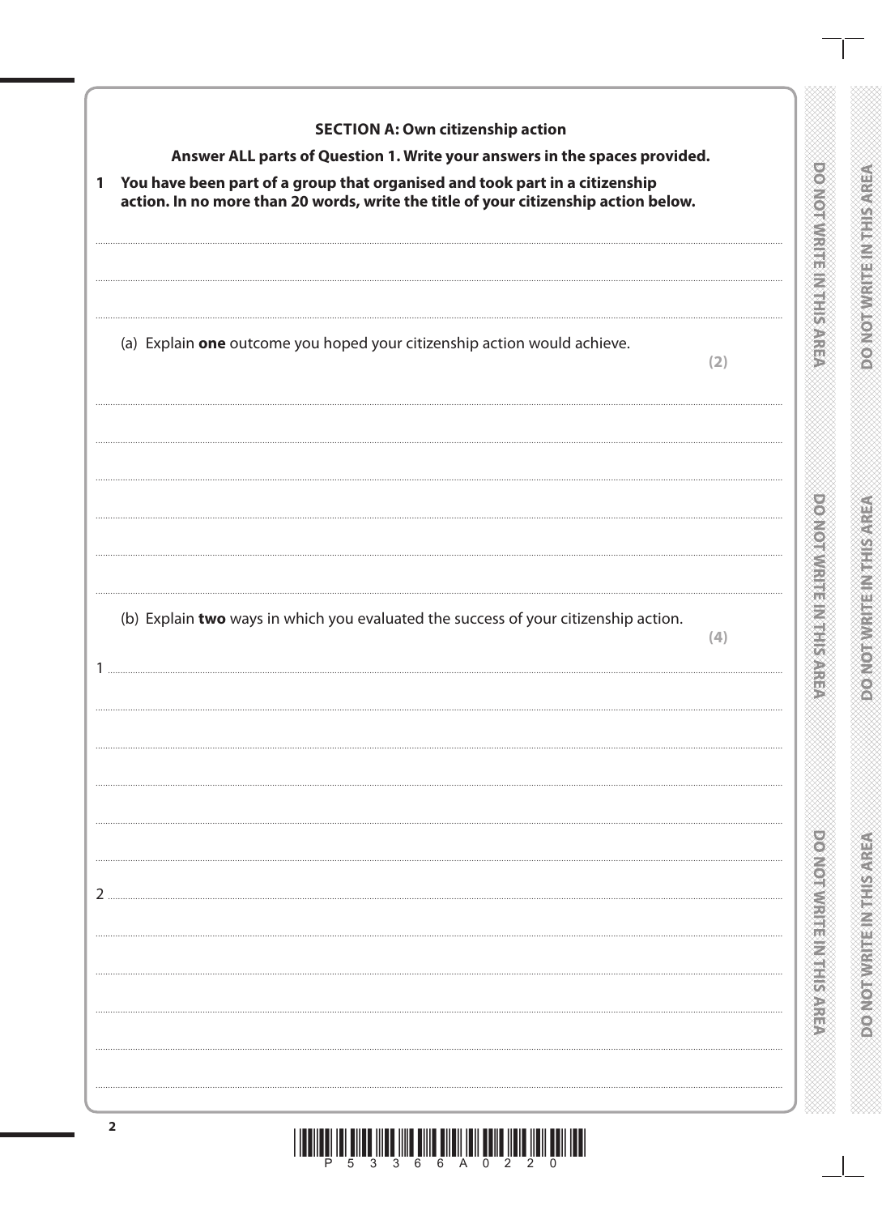## SECTION A: Own citizenship action

**Answer ALL parts of Question 1. Write your answers in the spaces provided.**

**1 You have been part of a group that organised and took part in a citizenship action. In no more than 20 words, write the title of your citizenship action below.**

(a) Explain **one** outcome you hoped your citizenship action would achieve.

**(2)**

(b) Explain **two** ways in which you evaluated the success of your citizenship action.

**(4)**

1

2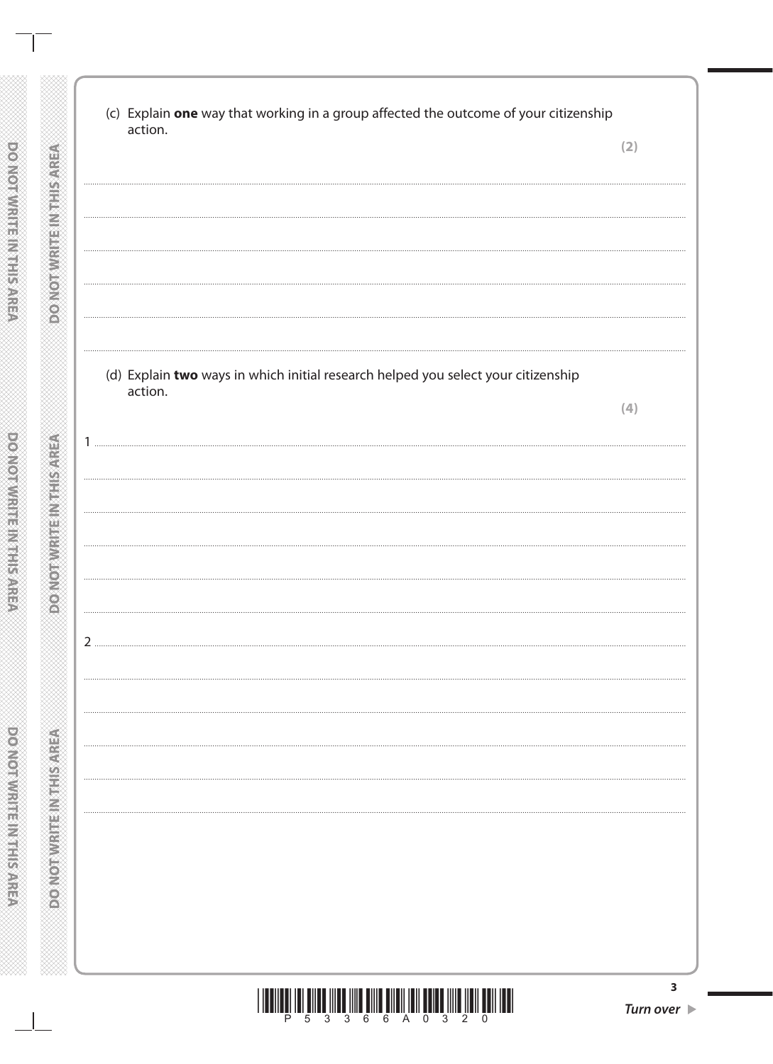(c) Explain **one** way that working in a group affected the outcome of your citizenship action.

**(2)**

(d) Explain **two** ways in which initial research helped you select your citizenship action.

**(4)**

1

2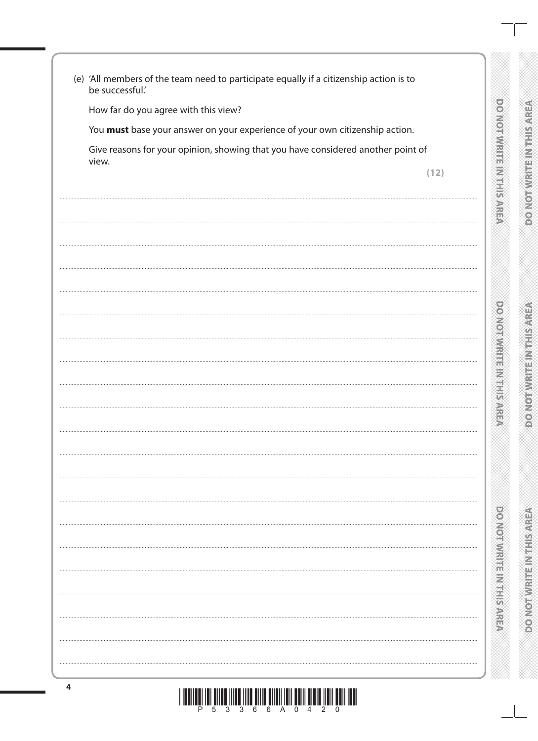(e) 'All members of the team need to participate equally if a citizenship action is to be successful.'

How far do you agree with this view?

You **must** base your answer on your experience of your own citizenship action.

Give reasons for your opinion, showing that you have considered another point of view.

**(12)**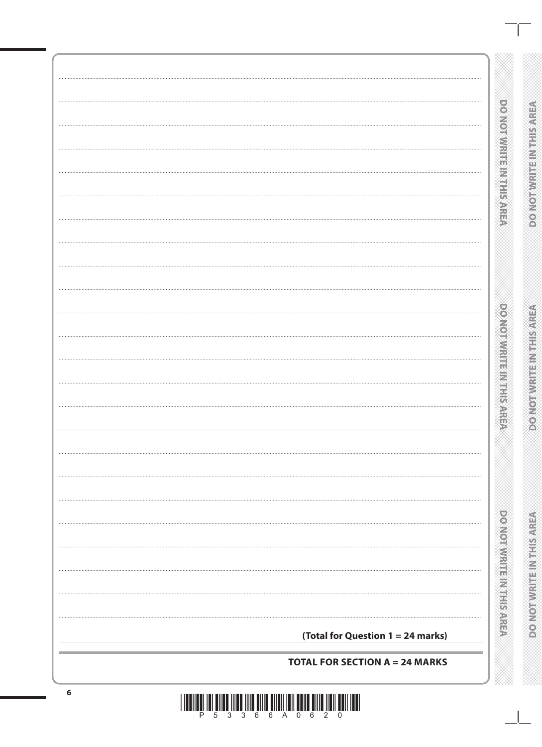**(Total for Question 1 = 24 marks)**

**TOTAL FOR SECTION A = 24 MARKS**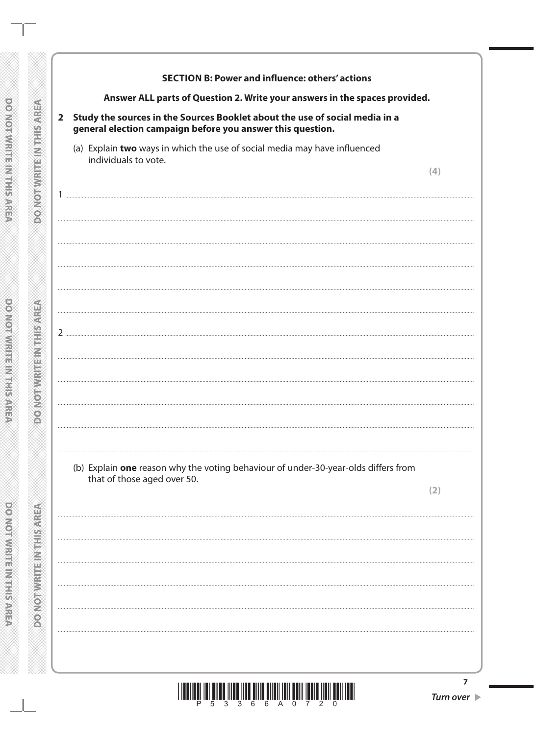**SECTION B: Power and influence: others' actions**

**Answer ALL parts of Question 2. Write your answers in the spaces provided.**

**2 Study the sources in the Sources Booklet about the use of social media in a general election campaign before you answer this question.**

(a) Explain **two** ways in which the use of social media may have influenced individuals to vote.

**(4)**

1 ..............................................................................................................................................

..............................................................................................................................................

..............................................................................................................................................

..............................................................................................................................................

..............................................................................................................................................

2 ..............................................................................................................................................

..............................................................................................................................................

..............................................................................................................................................

..............................................................................................................................................

..............................................................................................................................................

(b) Explain **one** reason why the voting behaviour of under-30-year-olds differs from that of those aged over 50.

**(2)**

..............................................................................................................................................

..............................................................................................................................................

..............................................................................................................................................

..............................................................................................................................................

..............................................................................................................................................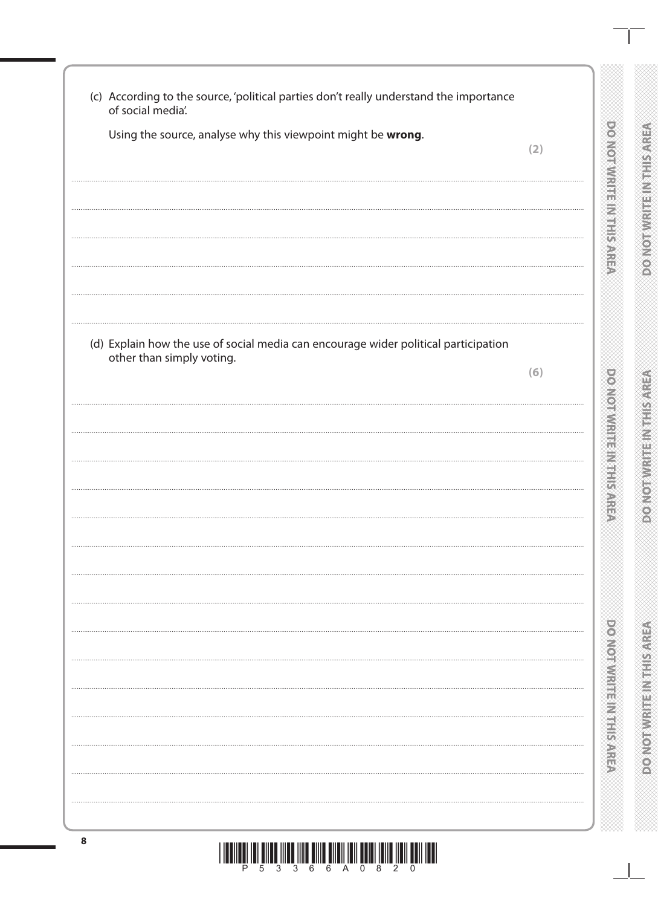(c) According to the source, 'political parties don't really understand the importance of social media'.

Using the source, analyse why this viewpoint might be **wrong**.

**(2)**

(d) Explain how the use of social media can encourage wider political participation other than simply voting.

**(6)**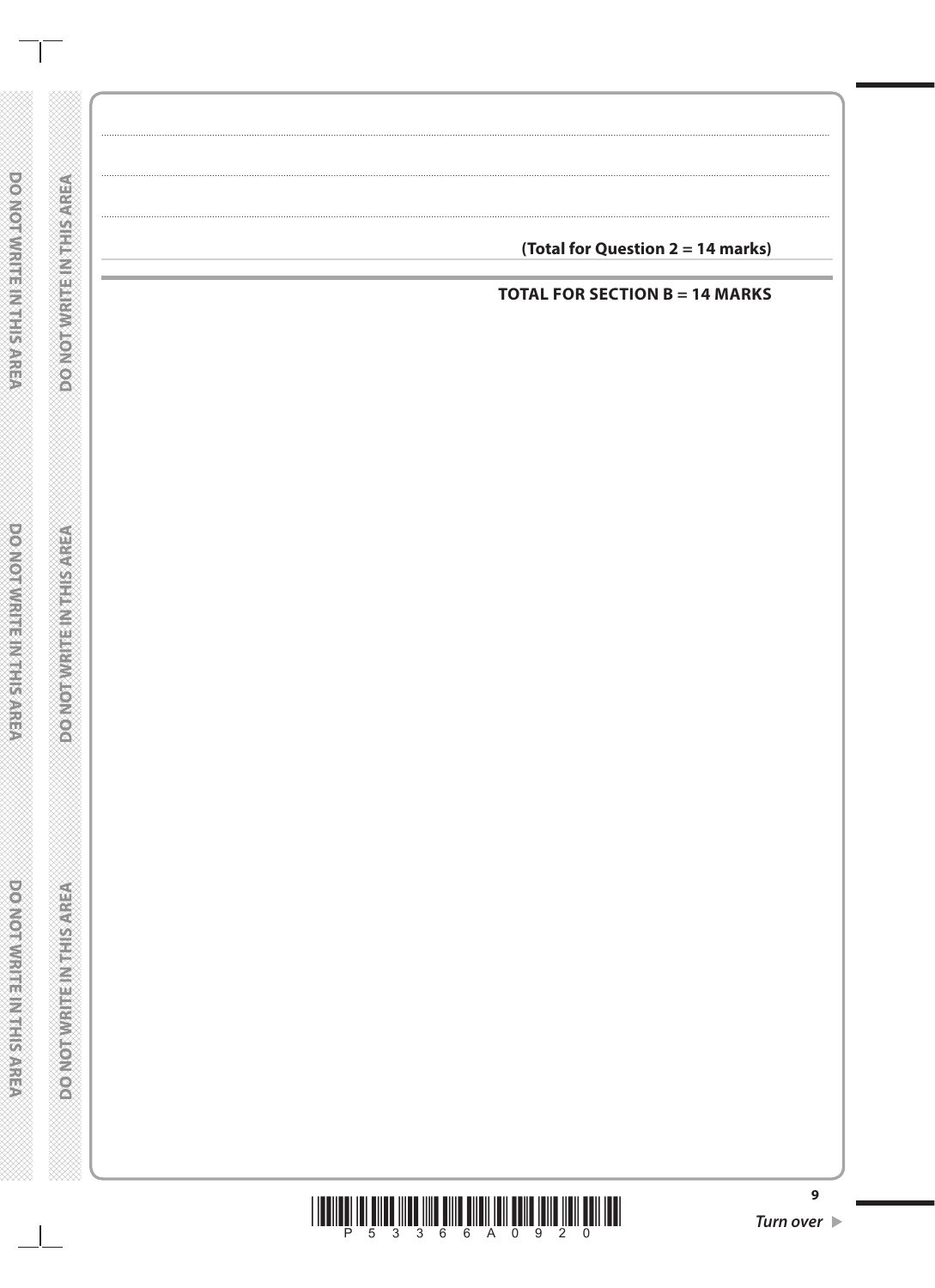**(Total for Question 2 = 14 marks)**

**TOTAL FOR SECTION B = 14 MARKS**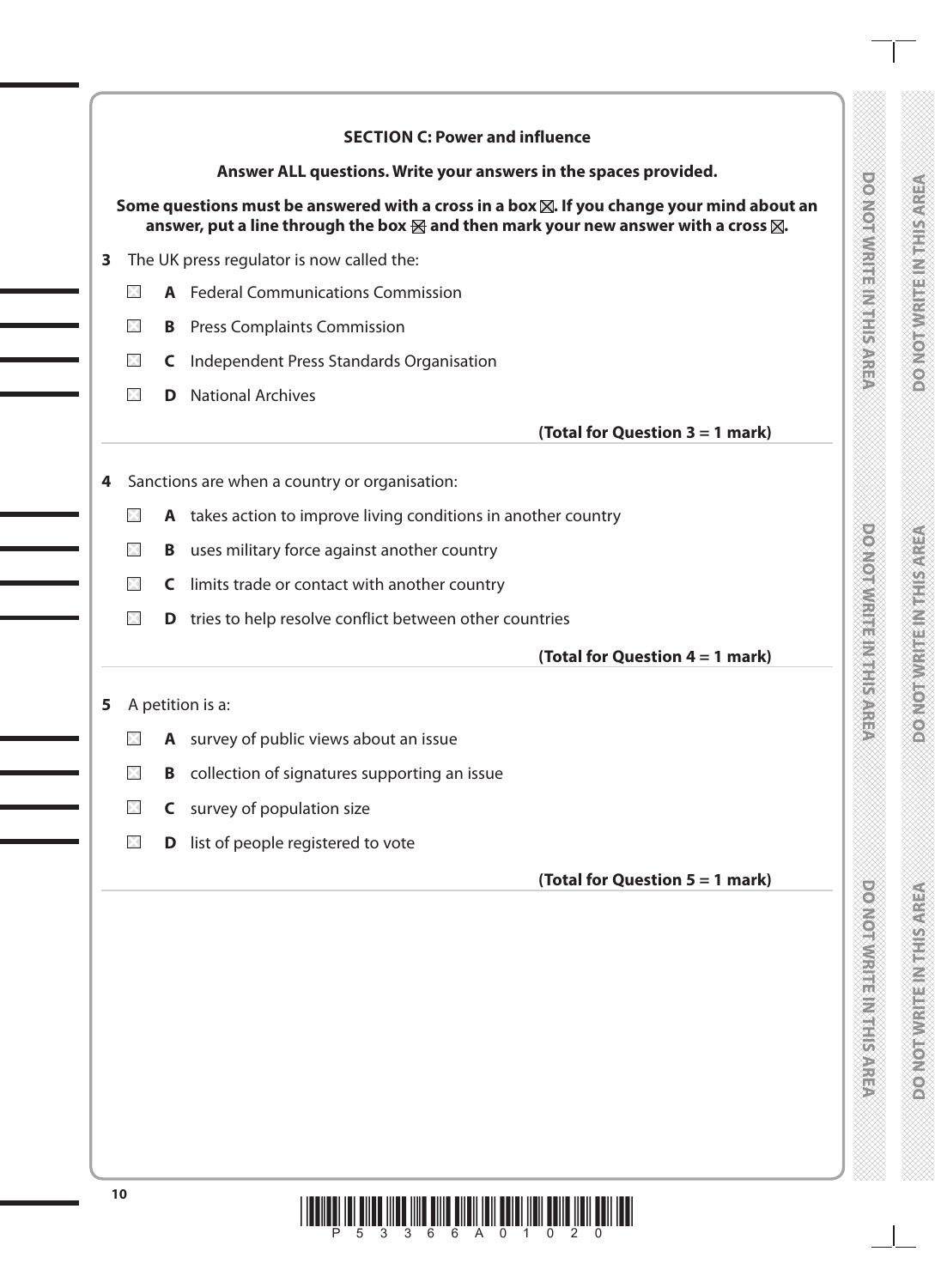**SECTION C: Power and influence**

**Answer ALL questions. Write your answers in the spaces provided.**

**Some questions must be answered with a cross in a box ☒. If you change your mind about an answer, put a line through the box ☒ and then mark your new answer with a cross ☒.**

**3** The UK press regulator is now called the:

- ☐ **A** Federal Communications Commission
- ☐ **B** Press Complaints Commission
- ☐ **C** Independent Press Standards Organisation
- ☐ **D** National Archives

**(Total for Question 3 = 1 mark)**

**4** Sanctions are when a country or organisation:

- ☐ **A** takes action to improve living conditions in another country
- ☐ **B** uses military force against another country
- ☐ **C** limits trade or contact with another country
- ☐ **D** tries to help resolve conflict between other countries

**(Total for Question 4 = 1 mark)**

**5** A petition is a:

- ☐ **A** survey of public views about an issue
- ☐ **B** collection of signatures supporting an issue
- ☐ **C** survey of population size
- ☐ **D** list of people registered to vote

**(Total for Question 5 = 1 mark)**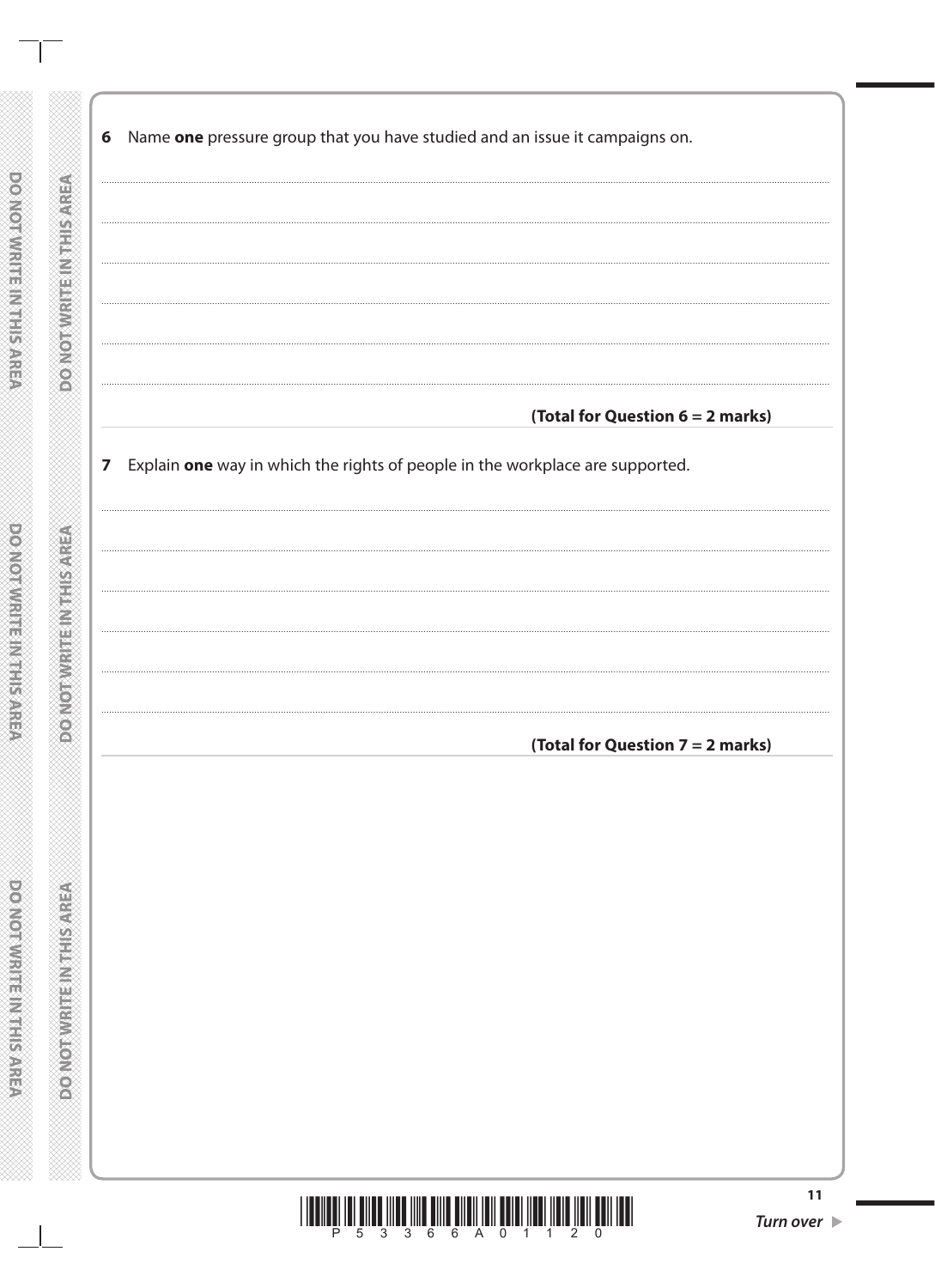6 Name **one** pressure group that you have studied and an issue it campaigns on.

**(Total for Question 6 = 2 marks)**

7 Explain **one** way in which the rights of people in the workplace are supported.

**(Total for Question 7 = 2 marks)**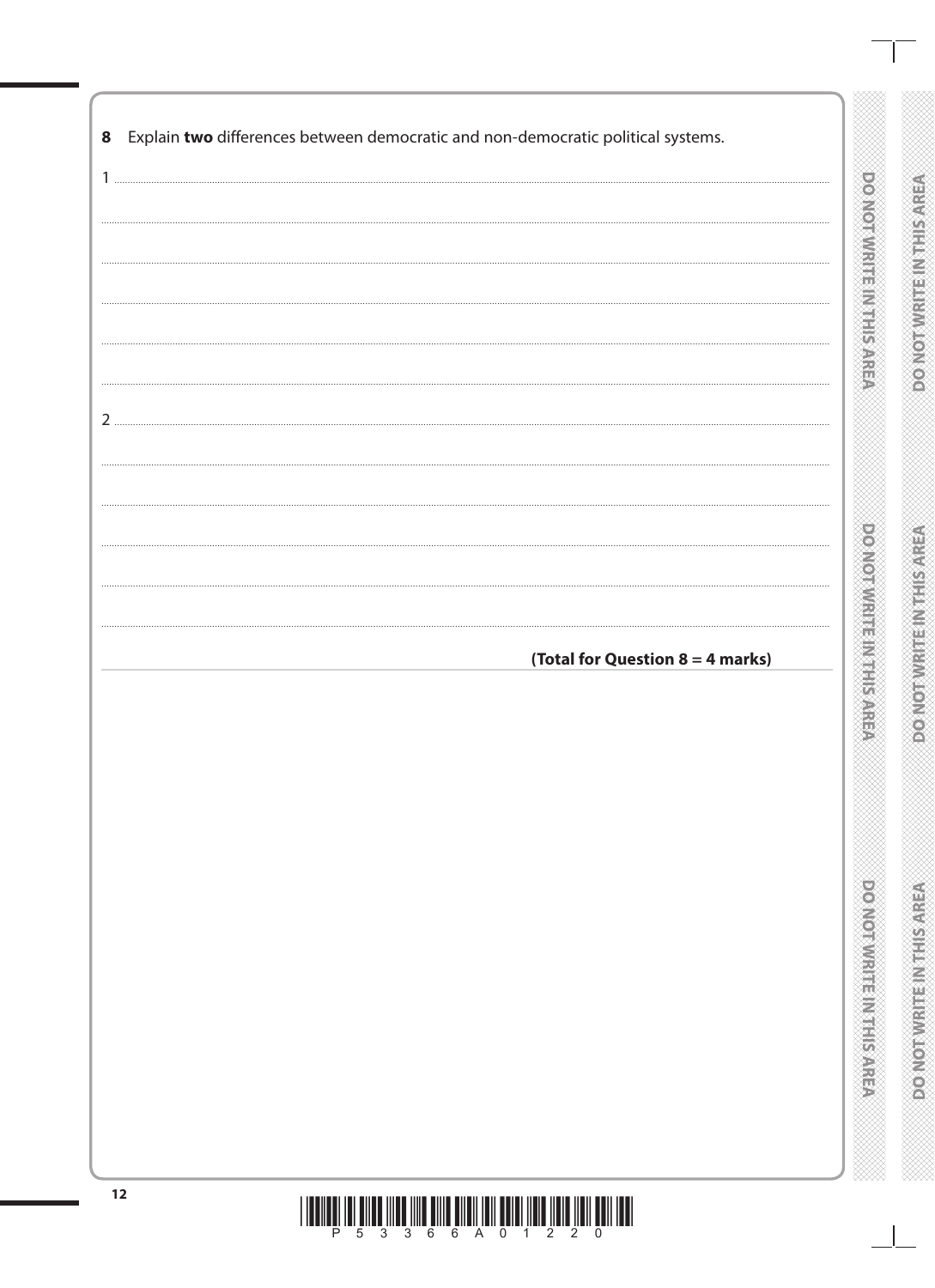**8** Explain **two** differences between democratic and non-democratic political systems.

1 ..........................................................................................................................................................

..........................................................................................................................................................

..........................................................................................................................................................

..........................................................................................................................................................

..........................................................................................................................................................

..........................................................................................................................................................

2 ..........................................................................................................................................................

..........................................................................................................................................................

..........................................................................................................................................................

..........................................................................................................................................................

..........................................................................................................................................................

..........................................................................................................................................................

**(Total for Question 8 = 4 marks)**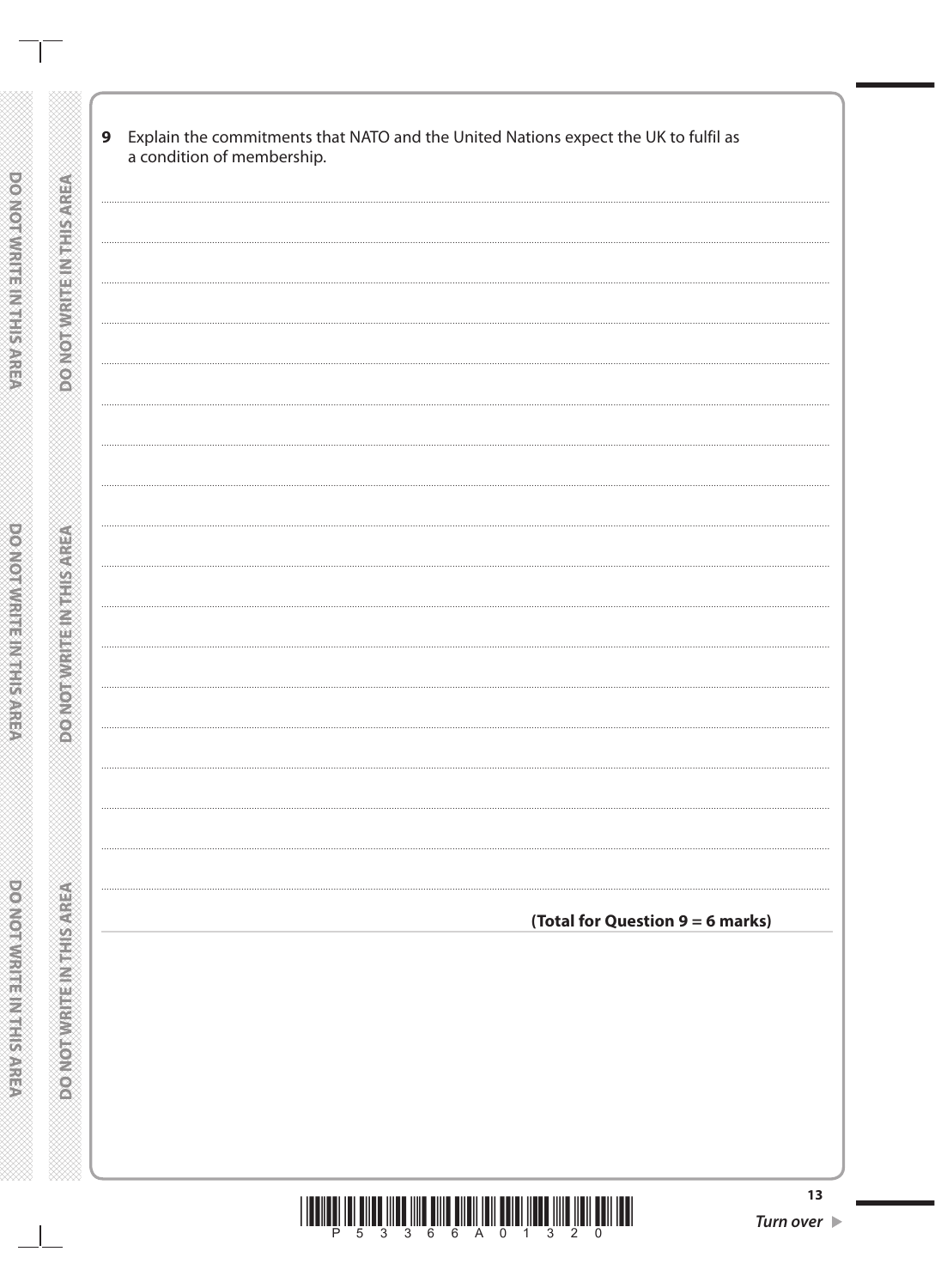**9** Explain the commitments that NATO and the United Nations expect the UK to fulfil as a condition of membership.

**(Total for Question 9 = 6 marks)**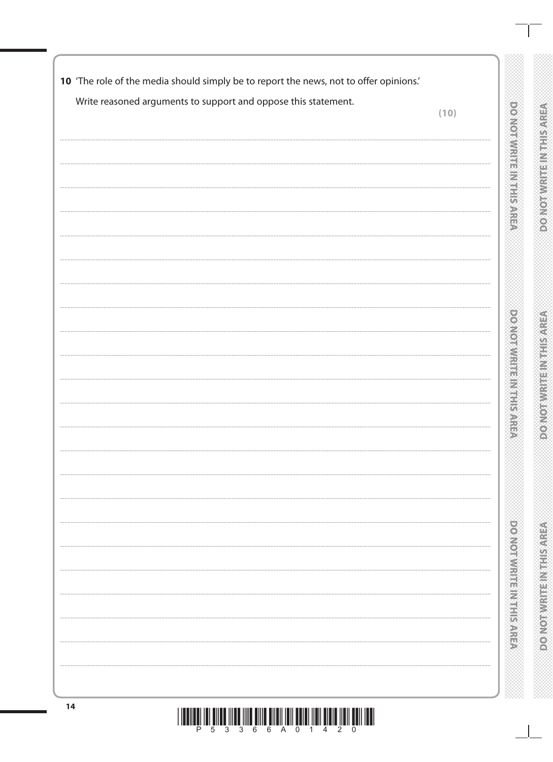**10** 'The role of the media should simply be to report the news, not to offer opinions.'

Write reasoned arguments to support and oppose this statement.

**(10)**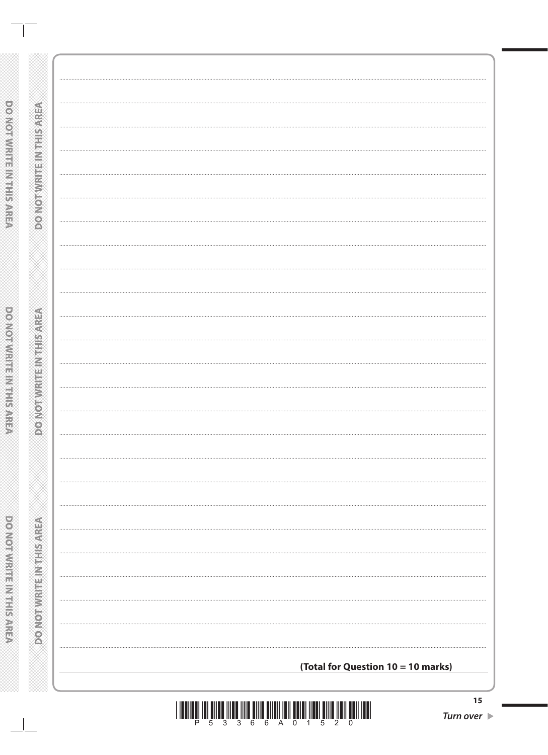**(Total for Question 10 = 10 marks)**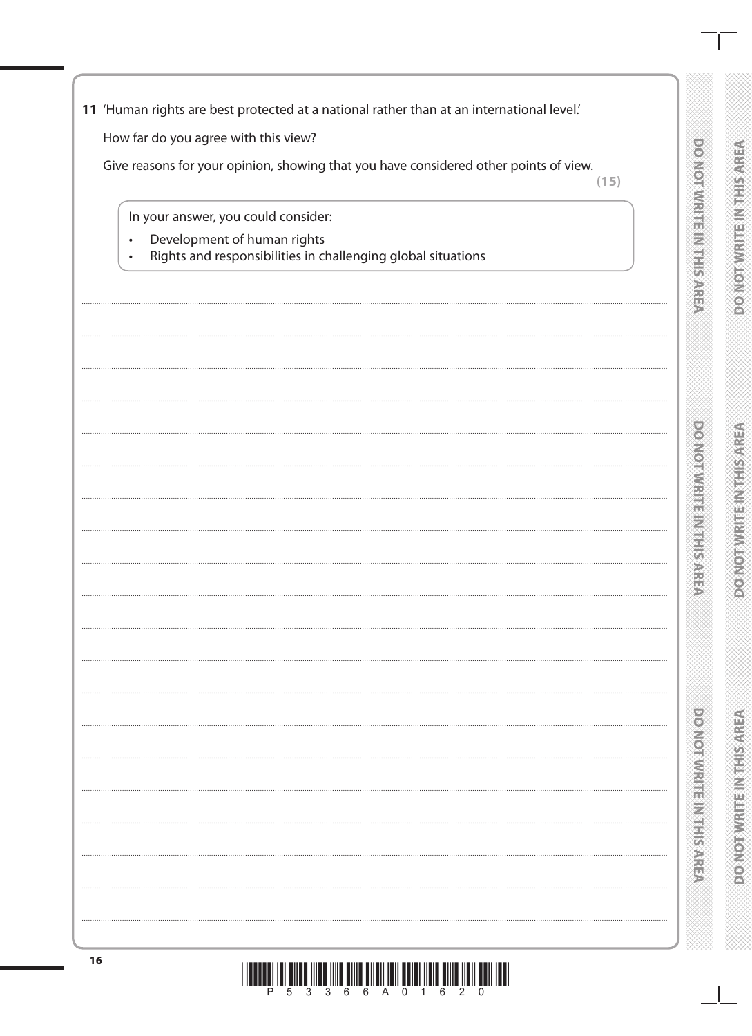**11** 'Human rights are best protected at a national rather than at an international level.'

How far do you agree with this view?

Give reasons for your opinion, showing that you have considered other points of view.

**(15)**

In your answer, you could consider:

- Development of human rights
- Rights and responsibilities in challenging global situations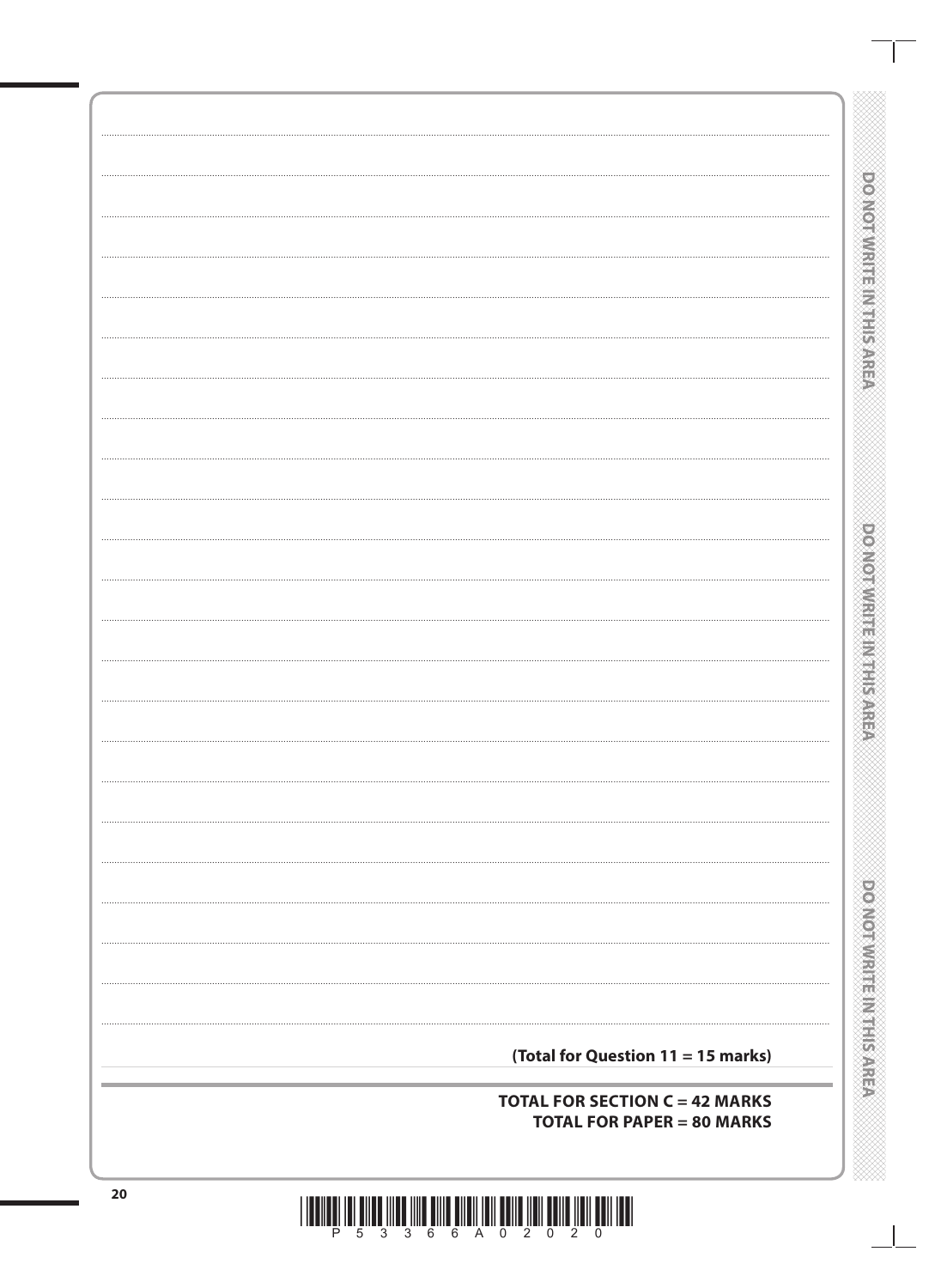**(Total for Question 11 = 15 marks)**

**TOTAL FOR SECTION C = 42 MARKS**
**TOTAL FOR PAPER = 80 MARKS**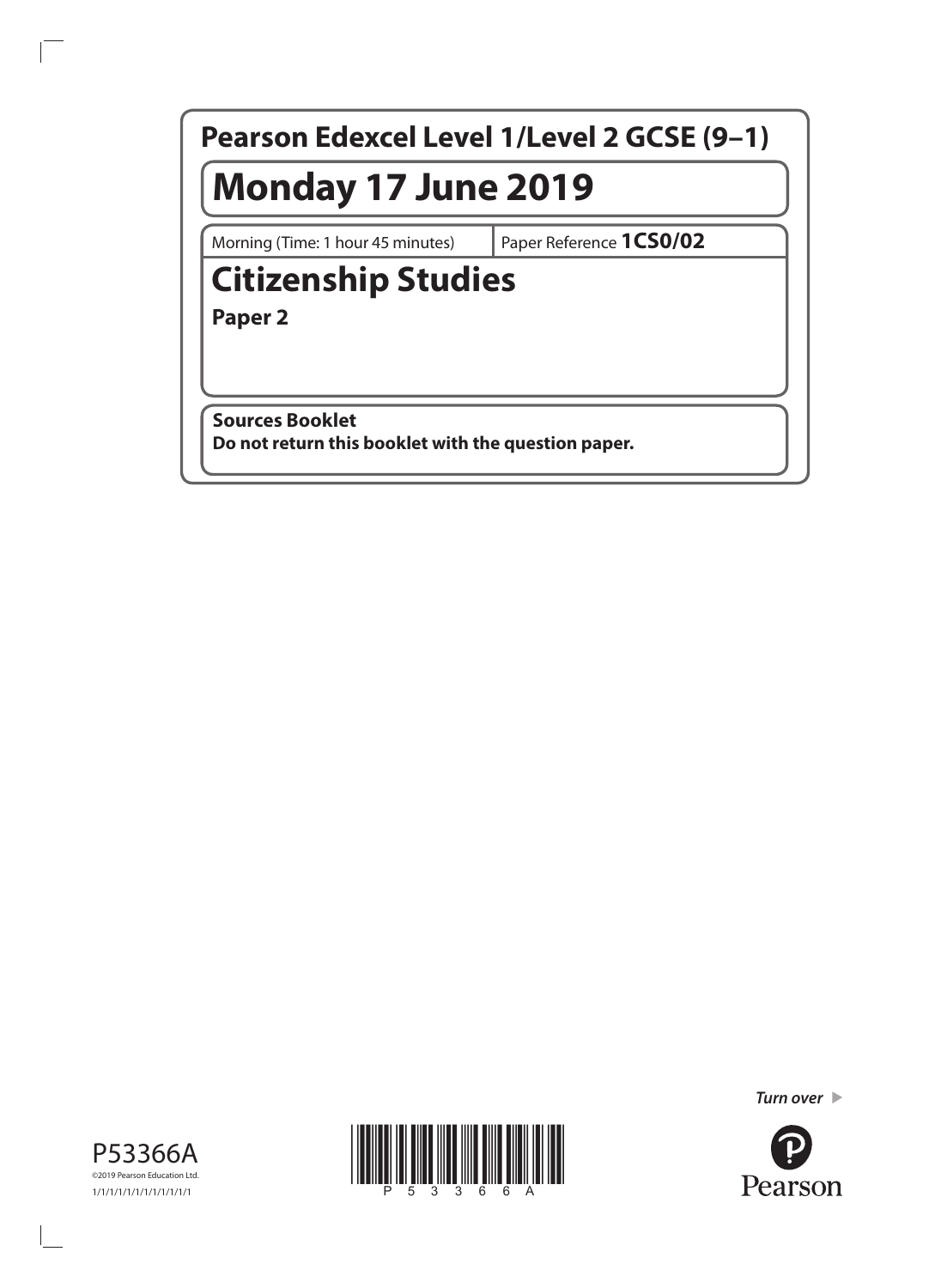# Pearson Edexcel Level 1/Level 2 GCSE (9–1)

# Monday 17 June 2019

Morning (Time: 1 hour 45 minutes) | Paper Reference **1CS0/02**

# Citizenship Studies

**Paper 2**

**Sources Booklet**

**Do not return this booklet with the question paper.**

*Turn over*

P53366A

©2019 Pearson Education Ltd.

1/1/1/1/1/1/1/1/1/1/1/1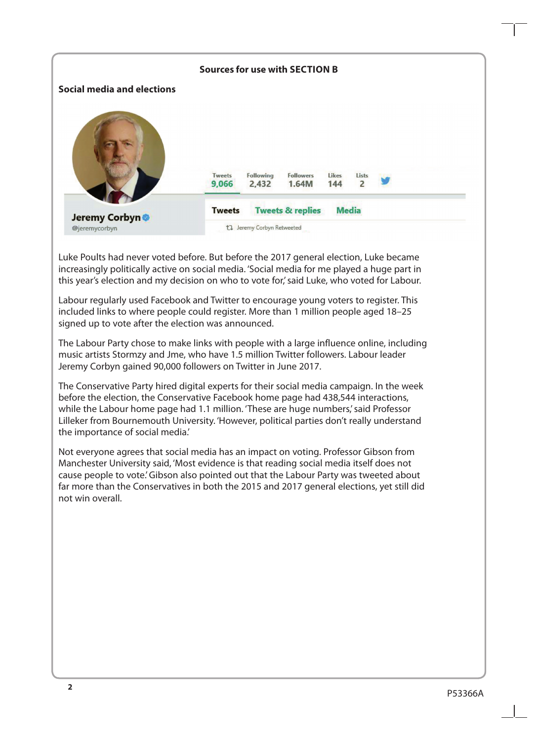## Sources for use with SECTION B

### Social media and elections

Jeremy Corbyn
@jeremycorbyn

| Tweets | Following | Followers | Likes | Lists |
| --- | --- | --- | --- | --- |
| 9,066 | 2,432 | 1.64M | 144 | 2 |

Tweets　Tweets & replies　Media

Jeremy Corbyn Retweeted

Luke Poults had never voted before. But before the 2017 general election, Luke became increasingly politically active on social media. 'Social media for me played a huge part in this year's election and my decision on who to vote for,' said Luke, who voted for Labour.

Labour regularly used Facebook and Twitter to encourage young voters to register. This included links to where people could register. More than 1 million people aged 18–25 signed up to vote after the election was announced.

The Labour Party chose to make links with people with a large influence online, including music artists Stormzy and Jme, who have 1.5 million Twitter followers. Labour leader Jeremy Corbyn gained 90,000 followers on Twitter in June 2017.

The Conservative Party hired digital experts for their social media campaign. In the week before the election, the Conservative Facebook home page had 438,544 interactions, while the Labour home page had 1.1 million. 'These are huge numbers,' said Professor Lilleker from Bournemouth University. 'However, political parties don't really understand the importance of social media.'

Not everyone agrees that social media has an impact on voting. Professor Gibson from Manchester University said, 'Most evidence is that reading social media itself does not cause people to vote.' Gibson also pointed out that the Labour Party was tweeted about far more than the Conservatives in both the 2015 and 2017 general elections, yet still did not win overall.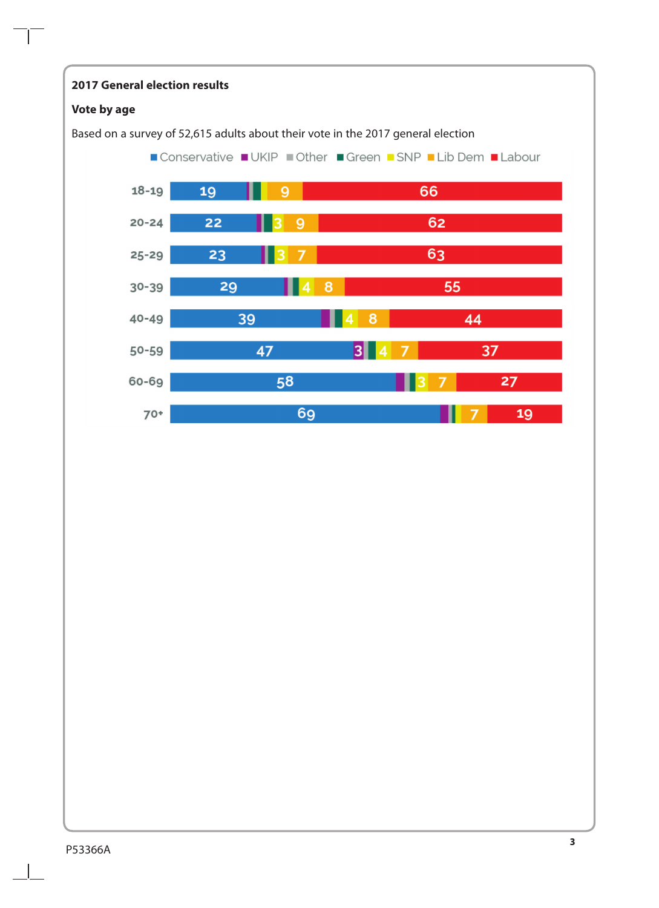**2017 General election results**

**Vote by age**

Based on a survey of 52,615 adults about their vote in the 2017 general election

| Age | Conservative | UKIP | Other | Green | SNP | Lib Dem | Labour |
|---|---|---|---|---|---|---|---|
| 18-19 | 19 | | | | | 9 | 66 |
| 20-24 | 22 | | | | 3 | 9 | 62 |
| 25-29 | 23 | | | | 3 | 7 | 63 |
| 30-39 | 29 | | | | 4 | 8 | 55 |
| 40-49 | 39 | | | | 4 | 8 | 44 |
| 50-59 | 47 | 3 | | | 4 | 7 | 37 |
| 60-69 | 58 | | | | 3 | 7 | 27 |
| 70+ | 69 | | | | | 7 | 19 |

P53366A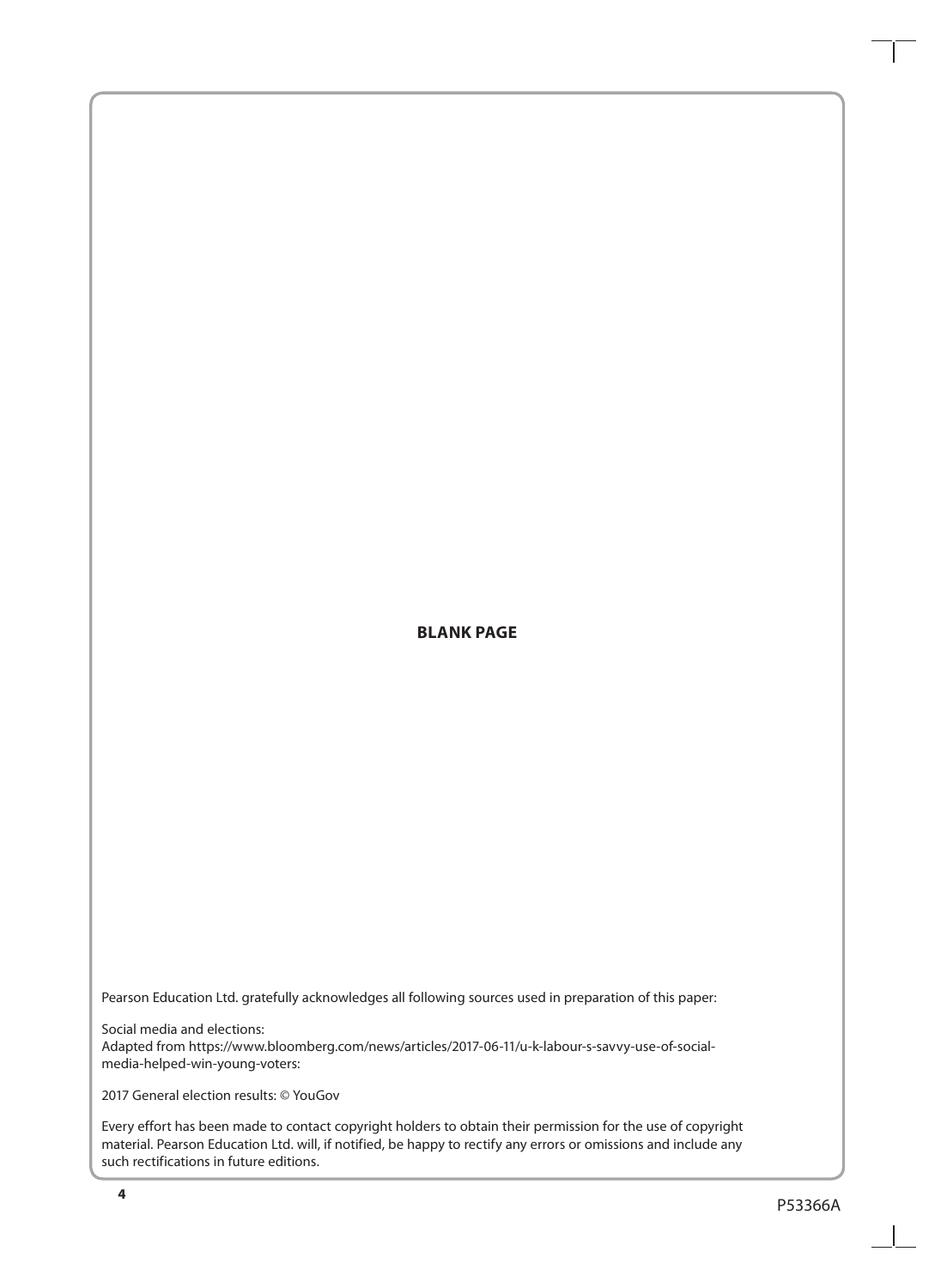**BLANK PAGE**

Pearson Education Ltd. gratefully acknowledges all following sources used in preparation of this paper:

Social media and elections:
Adapted from https://www.bloomberg.com/news/articles/2017-06-11/u-k-labour-s-savvy-use-of-social-media-helped-win-young-voters:

2017 General election results: © YouGov

Every effort has been made to contact copyright holders to obtain their permission for the use of copyright material. Pearson Education Ltd. will, if notified, be happy to rectify any errors or omissions and include any such rectifications in future editions.